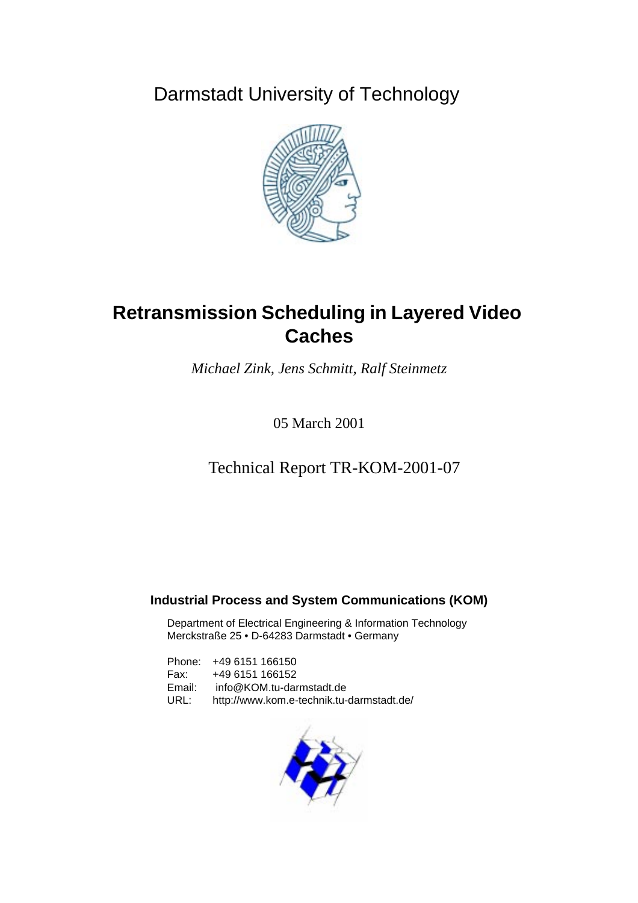Darmstadt University of Technology

# Retransmission Scheduling in Layered Video Caches

*Michael Zink, Jens Schmitt, Ralf Steinmetz*

05 March 2001

Technical Report TR-KOM-2001-07

**Industrial Process and System Communications (KOM)**

Department of Electrical Engineering & Information Technology
Merckstraße 25 • D-64283 Darmstadt • Germany

Phone: +49 6151 166150
Fax: +49 6151 166152
Email: info@KOM.tu-darmstadt.de
URL: http://www.kom.e-technik.tu-darmstadt.de/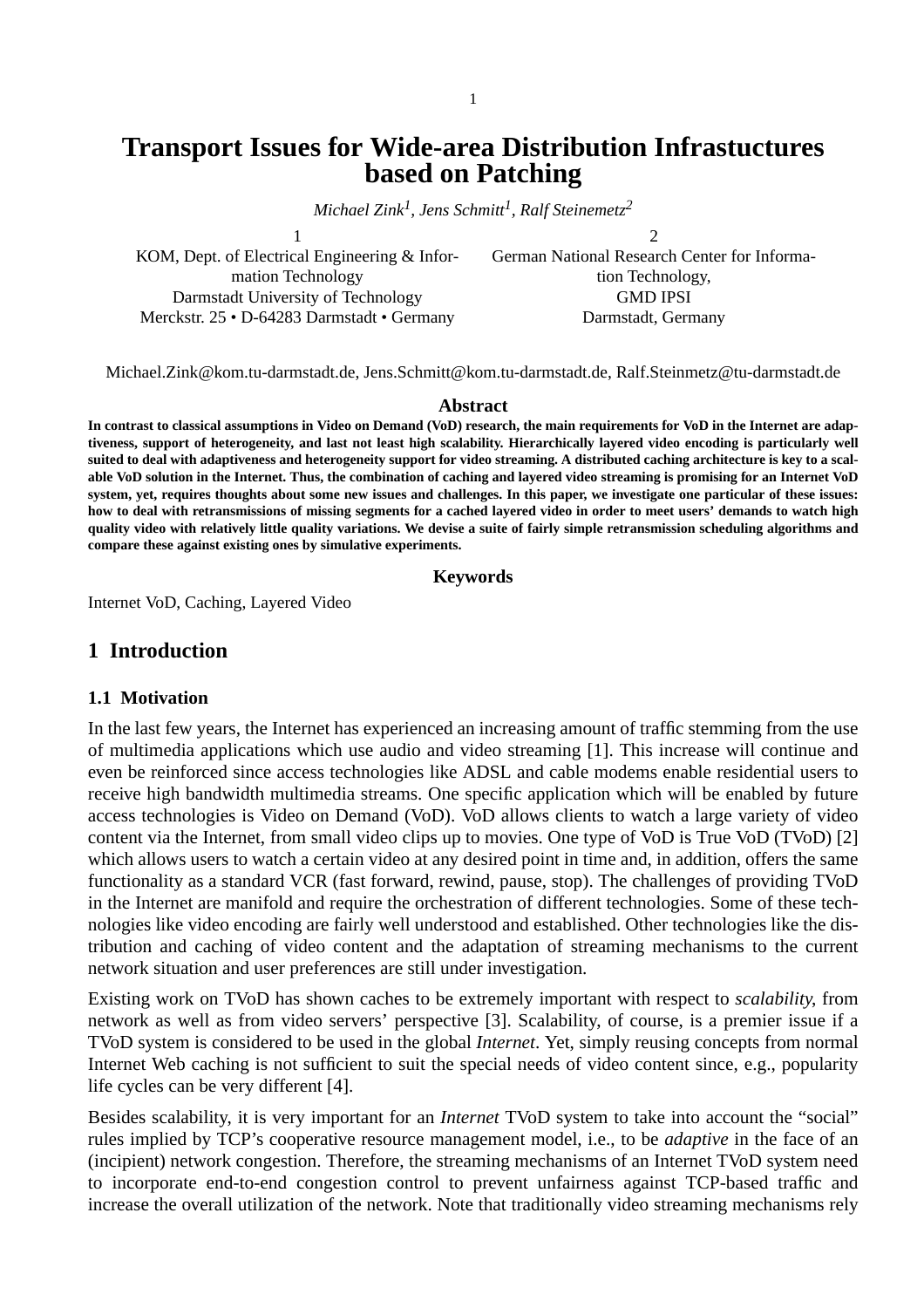# Transport Issues for Wide-area Distribution Infrastuctures based on Patching

*Michael Zink[1], Jens Schmitt[1], Ralf Steinemetz[2]*

1 KOM, Dept. of Electrical Engineering & Information Technology
Darmstadt University of Technology
Merckstr. 25 • D-64283 Darmstadt • Germany

2 German National Research Center for Information Technology,
GMD IPSI
Darmstadt, Germany

Michael.Zink@kom.tu-darmstadt.de, Jens.Schmitt@kom.tu-darmstadt.de, Ralf.Steinmetz@tu-darmstadt.de

## Abstract

**In contrast to classical assumptions in Video on Demand (VoD) research, the main requirements for VoD in the Internet are adaptiveness, support of heterogeneity, and last not least high scalability. Hierarchically layered video encoding is particularly well suited to deal with adaptiveness and heterogeneity support for video streaming. A distributed caching architecture is key to a scalable VoD solution in the Internet. Thus, the combination of caching and layered video streaming is promising for an Internet VoD system, yet, requires thoughts about some new issues and challenges. In this paper, we investigate one particular of these issues: how to deal with retransmissions of missing segments for a cached layered video in order to meet users' demands to watch high quality video with relatively little quality variations. We devise a suite of fairly simple retransmission scheduling algorithms and compare these against existing ones by simulative experiments.**

## Keywords

Internet VoD, Caching, Layered Video

## 1 Introduction

### 1.1 Motivation

In the last few years, the Internet has experienced an increasing amount of traffic stemming from the use of multimedia applications which use audio and video streaming [1]. This increase will continue and even be reinforced since access technologies like ADSL and cable modems enable residential users to receive high bandwidth multimedia streams. One specific application which will be enabled by future access technologies is Video on Demand (VoD). VoD allows clients to watch a large variety of video content via the Internet, from small video clips up to movies. One type of VoD is True VoD (TVoD) [2] which allows users to watch a certain video at any desired point in time and, in addition, offers the same functionality as a standard VCR (fast forward, rewind, pause, stop). The challenges of providing TVoD in the Internet are manifold and require the orchestration of different technologies. Some of these technologies like video encoding are fairly well understood and established. Other technologies like the distribution and caching of video content and the adaptation of streaming mechanisms to the current network situation and user preferences are still under investigation.

Existing work on TVoD has shown caches to be extremely important with respect to *scalability*, from network as well as from video servers' perspective [3]. Scalability, of course, is a premier issue if a TVoD system is considered to be used in the global *Internet*. Yet, simply reusing concepts from normal Internet Web caching is not sufficient to suit the special needs of video content since, e.g., popularity life cycles can be very different [4].

Besides scalability, it is very important for an *Internet* TVoD system to take into account the "social" rules implied by TCP's cooperative resource management model, i.e., to be *adaptive* in the face of an (incipient) network congestion. Therefore, the streaming mechanisms of an Internet TVoD system need to incorporate end-to-end congestion control to prevent unfairness against TCP-based traffic and increase the overall utilization of the network. Note that traditionally video streaming mechanisms rely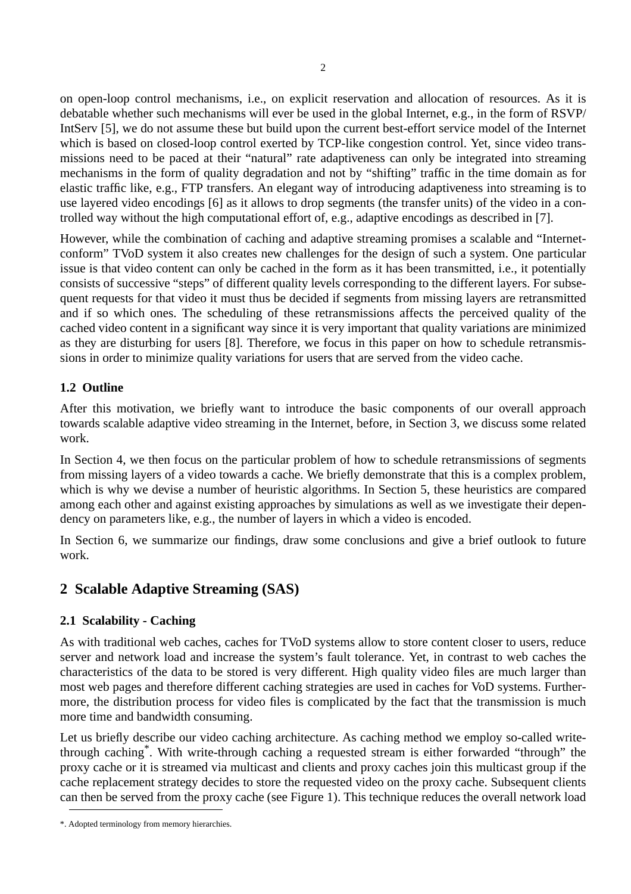on open-loop control mechanisms, i.e., on explicit reservation and allocation of resources. As it is debatable whether such mechanisms will ever be used in the global Internet, e.g., in the form of RSVP/IntServ [5], we do not assume these but build upon the current best-effort service model of the Internet which is based on closed-loop control exerted by TCP-like congestion control. Yet, since video transmissions need to be paced at their "natural" rate adaptiveness can only be integrated into streaming mechanisms in the form of quality degradation and not by "shifting" traffic in the time domain as for elastic traffic like, e.g., FTP transfers. An elegant way of introducing adaptiveness into streaming is to use layered video encodings [6] as it allows to drop segments (the transfer units) of the video in a controlled way without the high computational effort of, e.g., adaptive encodings as described in [7].

However, while the combination of caching and adaptive streaming promises a scalable and "Internet-conform" TVoD system it also creates new challenges for the design of such a system. One particular issue is that video content can only be cached in the form as it has been transmitted, i.e., it potentially consists of successive "steps" of different quality levels corresponding to the different layers. For subsequent requests for that video it must thus be decided if segments from missing layers are retransmitted and if so which ones. The scheduling of these retransmissions affects the perceived quality of the cached video content in a significant way since it is very important that quality variations are minimized as they are disturbing for users [8]. Therefore, we focus in this paper on how to schedule retransmissions in order to minimize quality variations for users that are served from the video cache.

### 1.2 Outline

After this motivation, we briefly want to introduce the basic components of our overall approach towards scalable adaptive video streaming in the Internet, before, in Section 3, we discuss some related work.

In Section 4, we then focus on the particular problem of how to schedule retransmissions of segments from missing layers of a video towards a cache. We briefly demonstrate that this is a complex problem, which is why we devise a number of heuristic algorithms. In Section 5, these heuristics are compared among each other and against existing approaches by simulations as well as we investigate their dependency on parameters like, e.g., the number of layers in which a video is encoded.

In Section 6, we summarize our findings, draw some conclusions and give a brief outlook to future work.

## 2 Scalable Adaptive Streaming (SAS)

### 2.1 Scalability - Caching

As with traditional web caches, caches for TVoD systems allow to store content closer to users, reduce server and network load and increase the system's fault tolerance. Yet, in contrast to web caches the characteristics of the data to be stored is very different. High quality video files are much larger than most web pages and therefore different caching strategies are used in caches for VoD systems. Furthermore, the distribution process for video files is complicated by the fact that the transmission is much more time and bandwidth consuming.

Let us briefly describe our video caching architecture. As caching method we employ so-called write-through caching*. With write-through caching a requested stream is either forwarded "through" the proxy cache or it is streamed via multicast and clients and proxy caches join this multicast group if the cache replacement strategy decides to store the requested video on the proxy cache. Subsequent clients can then be served from the proxy cache (see Figure 1). This technique reduces the overall network load

*. Adopted terminology from memory hierarchies.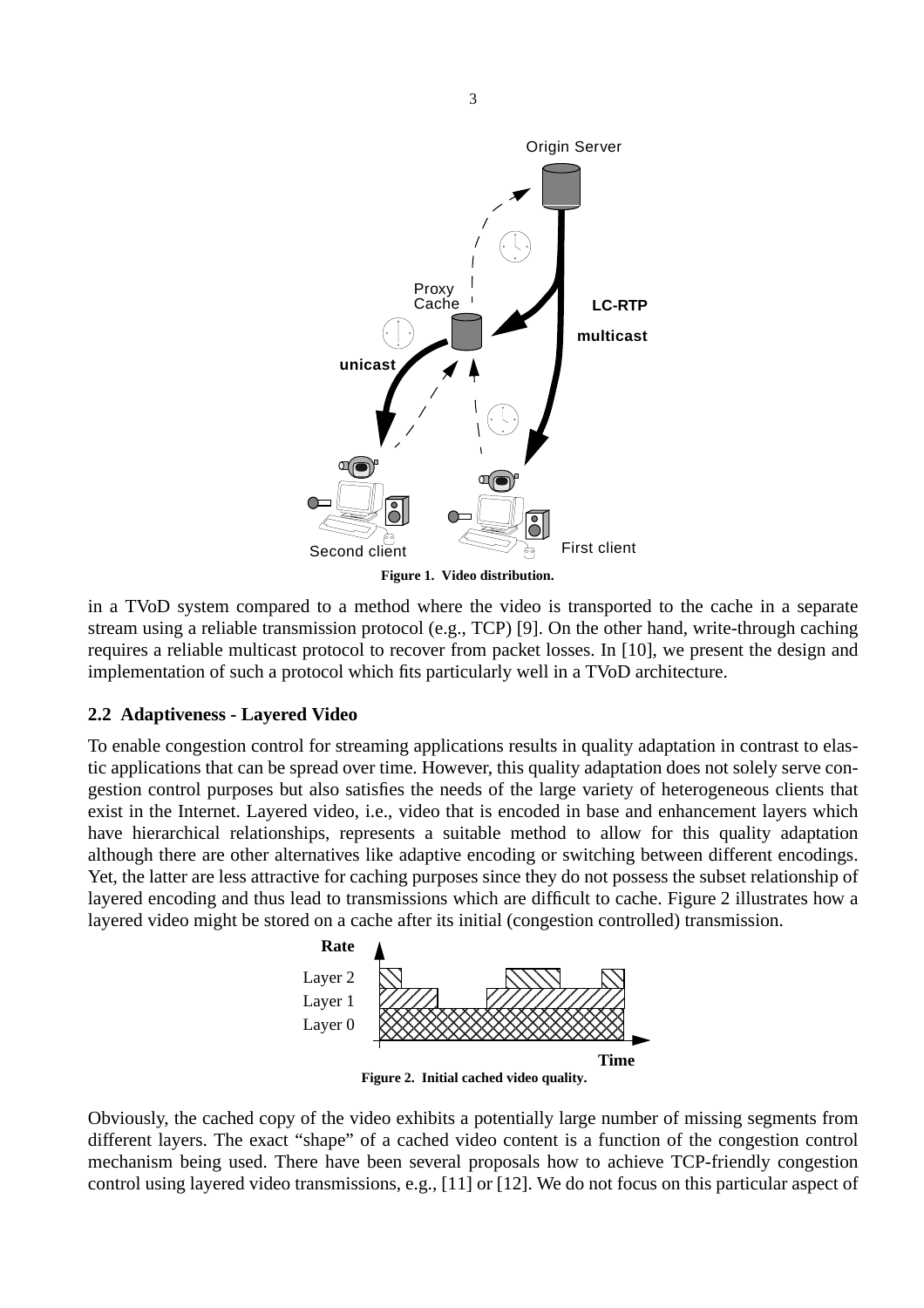**Figure 1. Video distribution.**

in a TVoD system compared to a method where the video is transported to the cache in a separate stream using a reliable transmission protocol (e.g., TCP) [9]. On the other hand, write-through caching requires a reliable multicast protocol to recover from packet losses. In [10], we present the design and implementation of such a protocol which fits particularly well in a TVoD architecture.

### 2.2 Adaptiveness - Layered Video

To enable congestion control for streaming applications results in quality adaptation in contrast to elastic applications that can be spread over time. However, this quality adaptation does not solely serve congestion control purposes but also satisfies the needs of the large variety of heterogeneous clients that exist in the Internet. Layered video, i.e., video that is encoded in base and enhancement layers which have hierarchical relationships, represents a suitable method to allow for this quality adaptation although there are other alternatives like adaptive encoding or switching between different encodings. Yet, the latter are less attractive for caching purposes since they do not possess the subset relationship of layered encoding and thus lead to transmissions which are difficult to cache. Figure 2 illustrates how a layered video might be stored on a cache after its initial (congestion controlled) transmission.

**Figure 2. Initial cached video quality.**

Obviously, the cached copy of the video exhibits a potentially large number of missing segments from different layers. The exact "shape" of a cached video content is a function of the congestion control mechanism being used. There have been several proposals how to achieve TCP-friendly congestion control using layered video transmissions, e.g., [11] or [12]. We do not focus on this particular aspect of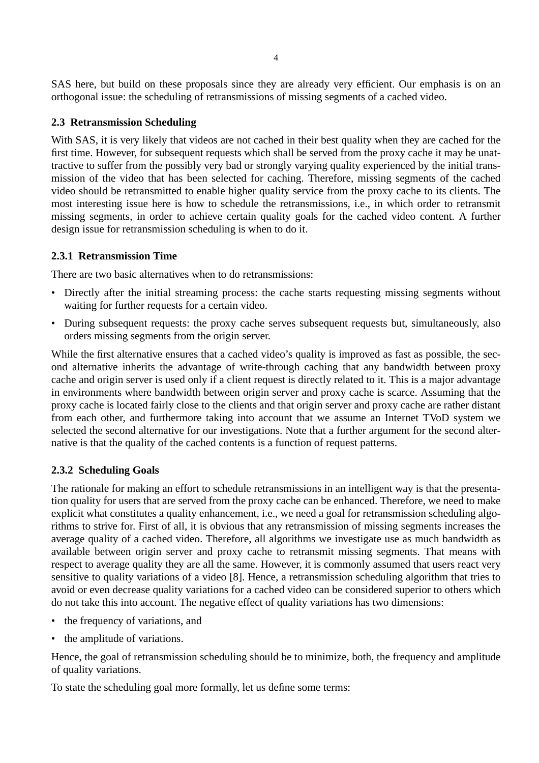SAS here, but build on these proposals since they are already very efficient. Our emphasis is on an orthogonal issue: the scheduling of retransmissions of missing segments of a cached video.

### 2.3 Retransmission Scheduling

With SAS, it is very likely that videos are not cached in their best quality when they are cached for the first time. However, for subsequent requests which shall be served from the proxy cache it may be unattractive to suffer from the possibly very bad or strongly varying quality experienced by the initial transmission of the video that has been selected for caching. Therefore, missing segments of the cached video should be retransmitted to enable higher quality service from the proxy cache to its clients. The most interesting issue here is how to schedule the retransmissions, i.e., in which order to retransmit missing segments, in order to achieve certain quality goals for the cached video content. A further design issue for retransmission scheduling is when to do it.

#### 2.3.1 Retransmission Time

There are two basic alternatives when to do retransmissions:

- Directly after the initial streaming process: the cache starts requesting missing segments without waiting for further requests for a certain video.
- During subsequent requests: the proxy cache serves subsequent requests but, simultaneously, also orders missing segments from the origin server.

While the first alternative ensures that a cached video's quality is improved as fast as possible, the second alternative inherits the advantage of write-through caching that any bandwidth between proxy cache and origin server is used only if a client request is directly related to it. This is a major advantage in environments where bandwidth between origin server and proxy cache is scarce. Assuming that the proxy cache is located fairly close to the clients and that origin server and proxy cache are rather distant from each other, and furthermore taking into account that we assume an Internet TVoD system we selected the second alternative for our investigations. Note that a further argument for the second alternative is that the quality of the cached contents is a function of request patterns.

#### 2.3.2 Scheduling Goals

The rationale for making an effort to schedule retransmissions in an intelligent way is that the presentation quality for users that are served from the proxy cache can be enhanced. Therefore, we need to make explicit what constitutes a quality enhancement, i.e., we need a goal for retransmission scheduling algorithms to strive for. First of all, it is obvious that any retransmission of missing segments increases the average quality of a cached video. Therefore, all algorithms we investigate use as much bandwidth as available between origin server and proxy cache to retransmit missing segments. That means with respect to average quality they are all the same. However, it is commonly assumed that users react very sensitive to quality variations of a video [8]. Hence, a retransmission scheduling algorithm that tries to avoid or even decrease quality variations for a cached video can be considered superior to others which do not take this into account. The negative effect of quality variations has two dimensions:

- the frequency of variations, and
- the amplitude of variations.

Hence, the goal of retransmission scheduling should be to minimize, both, the frequency and amplitude of quality variations.

To state the scheduling goal more formally, let us define some terms: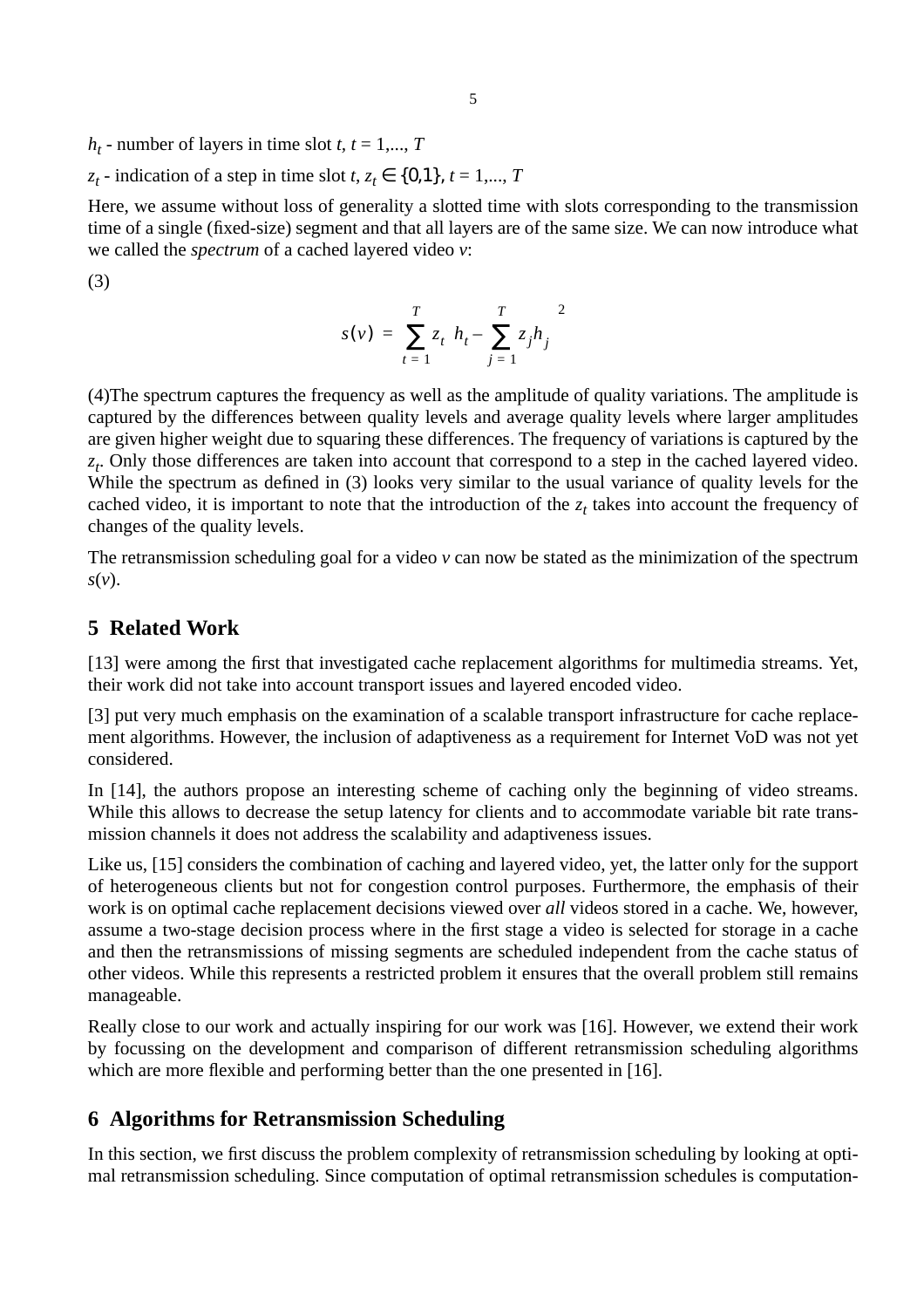$h_t$ - number of layers in time slot $t$, $t = 1,..., T$

$z_t$ - indication of a step in time slot $t$, $z_t \in \{0,1\}$, $t = 1,..., T$

Here, we assume without loss of generality a slotted time with slots corresponding to the transmission time of a single (fixed-size) segment and that all layers are of the same size. We can now introduce what we called the *spectrum* of a cached layered video $v$:

(3)

$$s(v) = \sum_{t=1}^{T} z_t \left( h_t - \sum_{j=1}^{T} z_j h_j \right)^2$$

(4)The spectrum captures the frequency as well as the amplitude of quality variations. The amplitude is captured by the differences between quality levels and average quality levels where larger amplitudes are given higher weight due to squaring these differences. The frequency of variations is captured by the $z_t$. Only those differences are taken into account that correspond to a step in the cached layered video. While the spectrum as defined in (3) looks very similar to the usual variance of quality levels for the cached video, it is important to note that the introduction of the $z_t$ takes into account the frequency of changes of the quality levels.

The retransmission scheduling goal for a video $v$ can now be stated as the minimization of the spectrum $s(v)$.

## 5 Related Work

[13] were among the first that investigated cache replacement algorithms for multimedia streams. Yet, their work did not take into account transport issues and layered encoded video.

[3] put very much emphasis on the examination of a scalable transport infrastructure for cache replacement algorithms. However, the inclusion of adaptiveness as a requirement for Internet VoD was not yet considered.

In [14], the authors propose an interesting scheme of caching only the beginning of video streams. While this allows to decrease the setup latency for clients and to accommodate variable bit rate transmission channels it does not address the scalability and adaptiveness issues.

Like us, [15] considers the combination of caching and layered video, yet, the latter only for the support of heterogeneous clients but not for congestion control purposes. Furthermore, the emphasis of their work is on optimal cache replacement decisions viewed over *all* videos stored in a cache. We, however, assume a two-stage decision process where in the first stage a video is selected for storage in a cache and then the retransmissions of missing segments are scheduled independent from the cache status of other videos. While this represents a restricted problem it ensures that the overall problem still remains manageable.

Really close to our work and actually inspiring for our work was [16]. However, we extend their work by focussing on the development and comparison of different retransmission scheduling algorithms which are more flexible and performing better than the one presented in [16].

## 6 Algorithms for Retransmission Scheduling

In this section, we first discuss the problem complexity of retransmission scheduling by looking at optimal retransmission scheduling. Since computation of optimal retransmission schedules is computation-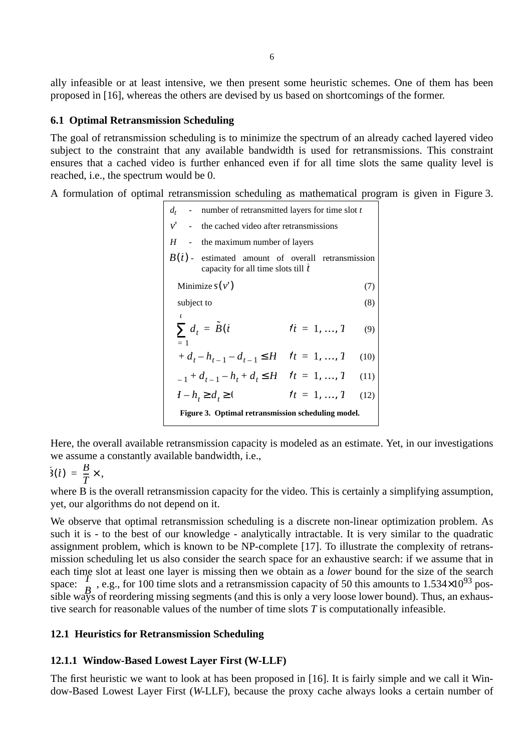ally infeasible or at least intensive, we then present some heuristic schemes. One of them has been proposed in [16], whereas the others are devised by us based on shortcomings of the former.

### 6.1 Optimal Retransmission Scheduling

The goal of retransmission scheduling is to minimize the spectrum of an already cached layered video subject to the constraint that any available bandwidth is used for retransmissions. This constraint ensures that a cached video is further enhanced even if for all time slots the same quality level is reached, i.e., the spectrum would be 0.

A formulation of optimal retransmission scheduling as mathematical program is given in Figure 3.

| | | |
|---|---|---|
| $d_t$ | - | number of retransmitted layers for time slot $t$ |
| $v'$ | - | the cached video after retransmissions |
| $H$ | - | the maximum number of layers |
| $\tilde{B}(\hat{t})$ | - | estimated amount of overall retransmission capacity for all time slots till $\hat{t}$ |

Minimize $s(v')$ (7)

subject to (8)

$$\sum_{t=1}^{\hat{t}} d_t = \tilde{B}(\hat{t}) \qquad \forall \hat{t} = 1, \ldots, T \qquad (9)$$

$$h_t + d_t - h_{t-1} - d_{t-1} \le H \qquad \forall t = 1, \ldots, T \qquad (10)$$

$$h_{t-1} + d_{t-1} - h_t + d_t \le H \qquad \forall t = 1, \ldots, T \qquad (11)$$

$$H - h_t \ge d_t \ge 0 \qquad \forall t = 1, \ldots, T \qquad (12)$$

**Figure 3. Optimal retransmission scheduling model.**

Here, the overall available retransmission capacity is modeled as an estimate. Yet, in our investigations we assume a constantly available bandwidth, i.e.,

$$\tilde{B}(\hat{t}) = \frac{B}{T} \times \hat{t},$$

where B is the overall retransmission capacity for the video. This is certainly a simplifying assumption, yet, our algorithms do not depend on it.

We observe that optimal retransmission scheduling is a discrete non-linear optimization problem. As such it is - to the best of our knowledge - analytically intractable. It is very similar to the quadratic assignment problem, which is known to be NP-complete [17]. To illustrate the complexity of retransmission scheduling let us also consider the search space for an exhaustive search: if we assume that in each time slot at least one layer is missing then we obtain as a *lower* bound for the size of the search space: $\binom{T}{B}$, e.g., for 100 time slots and a retransmission capacity of 50 this amounts to $1.534 \times 10^{93}$ possible ways of reordering missing segments (and this is only a very loose lower bound). Thus, an exhaustive search for reasonable values of the number of time slots $T$ is computationally infeasible.

### 12.1 Heuristics for Retransmission Scheduling

#### 12.1.1 Window-Based Lowest Layer First (W-LLF)

The first heuristic we want to look at has been proposed in [16]. It is fairly simple and we call it Window-Based Lowest Layer First (*W*-LLF), because the proxy cache always looks a certain number of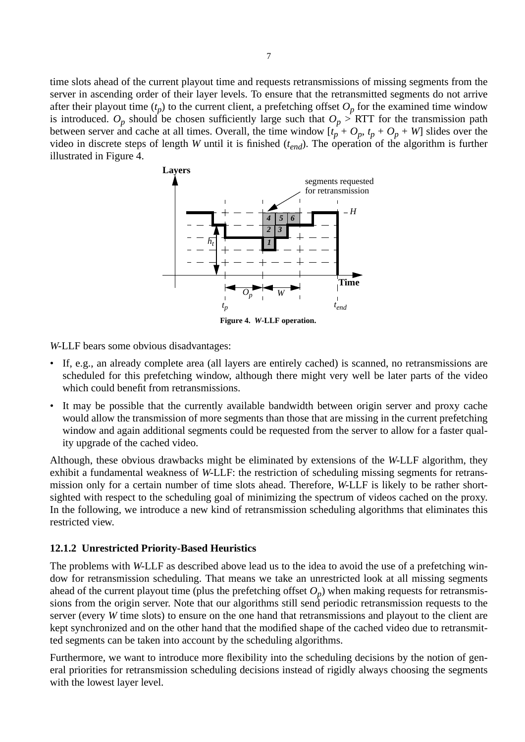time slots ahead of the current playout time and requests retransmissions of missing segments from the server in ascending order of their layer levels. To ensure that the retransmitted segments do not arrive after their playout time ($t_p$) to the current client, a prefetching offset $O_p$ for the examined time window is introduced. $O_p$ should be chosen sufficiently large such that $O_p$ > RTT for the transmission path between server and cache at all times. Overall, the time window $[t_p + O_p, t_p + O_p + W]$ slides over the video in discrete steps of length $W$ until it is finished ($t_{end}$). The operation of the algorithm is further illustrated in Figure 4.

**Figure 4.** ***W*-LLF operation.**

*W*-LLF bears some obvious disadvantages:

- If, e.g., an already complete area (all layers are entirely cached) is scanned, no retransmissions are scheduled for this prefetching window, although there might very well be later parts of the video which could benefit from retransmissions.
- It may be possible that the currently available bandwidth between origin server and proxy cache would allow the transmission of more segments than those that are missing in the current prefetching window and again additional segments could be requested from the server to allow for a faster quality upgrade of the cached video.

Although, these obvious drawbacks might be eliminated by extensions of the *W*-LLF algorithm, they exhibit a fundamental weakness of *W*-LLF: the restriction of scheduling missing segments for retransmission only for a certain number of time slots ahead. Therefore, *W*-LLF is likely to be rather shortsighted with respect to the scheduling goal of minimizing the spectrum of videos cached on the proxy. In the following, we introduce a new kind of retransmission scheduling algorithms that eliminates this restricted view.

### 12.1.2 Unrestricted Priority-Based Heuristics

The problems with *W*-LLF as described above lead us to the idea to avoid the use of a prefetching window for retransmission scheduling. That means we take an unrestricted look at all missing segments ahead of the current playout time (plus the prefetching offset $O_p$) when making requests for retransmissions from the origin server. Note that our algorithms still send periodic retransmission requests to the server (every $W$ time slots) to ensure on the one hand that retransmissions and playout to the client are kept synchronized and on the other hand that the modified shape of the cached video due to retransmitted segments can be taken into account by the scheduling algorithms.

Furthermore, we want to introduce more flexibility into the scheduling decisions by the notion of general priorities for retransmission scheduling decisions instead of rigidly always choosing the segments with the lowest layer level.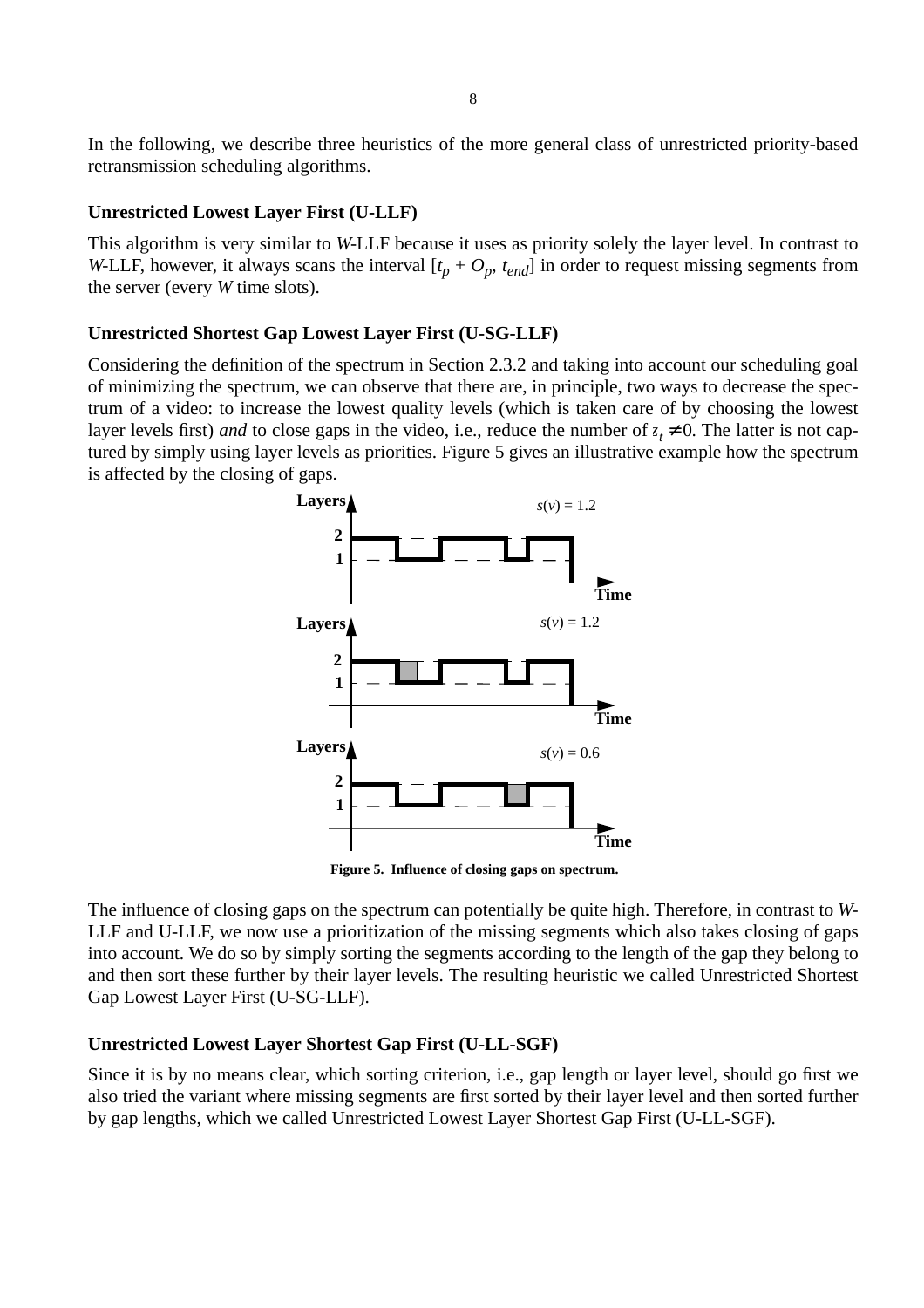In the following, we describe three heuristics of the more general class of unrestricted priority-based retransmission scheduling algorithms.

### Unrestricted Lowest Layer First (U-LLF)

This algorithm is very similar to *W*-LLF because it uses as priority solely the layer level. In contrast to *W*-LLF, however, it always scans the interval $[t_p + O_p, t_{end}]$ in order to request missing segments from the server (every *W* time slots).

### Unrestricted Shortest Gap Lowest Layer First (U-SG-LLF)

Considering the definition of the spectrum in Section 2.3.2 and taking into account our scheduling goal of minimizing the spectrum, we can observe that there are, in principle, two ways to decrease the spectrum of a video: to increase the lowest quality levels (which is taken care of by choosing the lowest layer levels first) *and* to close gaps in the video, i.e., reduce the number of $z_t \neq 0$. The latter is not captured by simply using layer levels as priorities. Figure 5 gives an illustrative example how the spectrum is affected by the closing of gaps.

**Figure 5. Influence of closing gaps on spectrum.**

The influence of closing gaps on the spectrum can potentially be quite high. Therefore, in contrast to *W*-LLF and U-LLF, we now use a prioritization of the missing segments which also takes closing of gaps into account. We do so by simply sorting the segments according to the length of the gap they belong to and then sort these further by their layer levels. The resulting heuristic we called Unrestricted Shortest Gap Lowest Layer First (U-SG-LLF).

### Unrestricted Lowest Layer Shortest Gap First (U-LL-SGF)

Since it is by no means clear, which sorting criterion, i.e., gap length or layer level, should go first we also tried the variant where missing segments are first sorted by their layer level and then sorted further by gap lengths, which we called Unrestricted Lowest Layer Shortest Gap First (U-LL-SGF).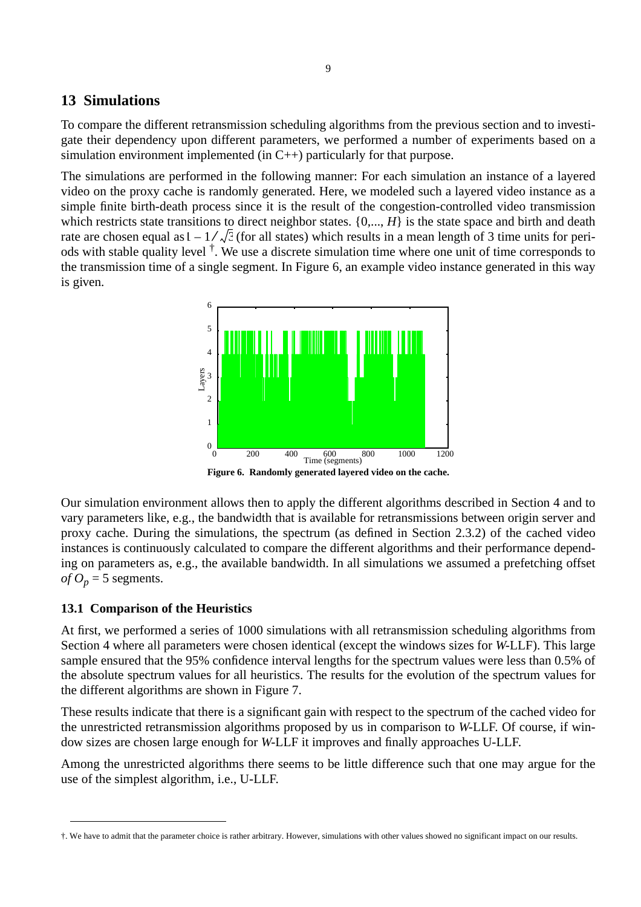## 13 Simulations

To compare the different retransmission scheduling algorithms from the previous section and to investigate their dependency upon different parameters, we performed a number of experiments based on a simulation environment implemented (in C++) particularly for that purpose.

The simulations are performed in the following manner: For each simulation an instance of a layered video on the proxy cache is randomly generated. Here, we modeled such a layered video instance as a simple finite birth-death process since it is the result of the congestion-controlled video transmission which restricts state transitions to direct neighbor states. $\{0,..., H\}$ is the state space and birth and death rate are chosen equal as $1 - 1/\sqrt{3}$ (for all states) which results in a mean length of 3 time units for periods with stable quality level [†]. We use a discrete simulation time where one unit of time corresponds to the transmission time of a single segment. In Figure 6, an example video instance generated in this way is given.

**Figure 6. Randomly generated layered video on the cache.**

Our simulation environment allows then to apply the different algorithms described in Section 4 and to vary parameters like, e.g., the bandwidth that is available for retransmissions between origin server and proxy cache. During the simulations, the spectrum (as defined in Section 2.3.2) of the cached video instances is continuously calculated to compare the different algorithms and their performance depending on parameters as, e.g., the available bandwidth. In all simulations we assumed a prefetching offset *of* $O_p = 5$ segments.

### 13.1 Comparison of the Heuristics

At first, we performed a series of 1000 simulations with all retransmission scheduling algorithms from Section 4 where all parameters were chosen identical (except the windows sizes for *W*-LLF). This large sample ensured that the 95% confidence interval lengths for the spectrum values were less than 0.5% of the absolute spectrum values for all heuristics. The results for the evolution of the spectrum values for the different algorithms are shown in Figure 7.

These results indicate that there is a significant gain with respect to the spectrum of the cached video for the unrestricted retransmission algorithms proposed by us in comparison to *W*-LLF. Of course, if window sizes are chosen large enough for *W*-LLF it improves and finally approaches U-LLF.

Among the unrestricted algorithms there seems to be little difference such that one may argue for the use of the simplest algorithm, i.e., U-LLF.

---

†. We have to admit that the parameter choice is rather arbitrary. However, simulations with other values showed no significant impact on our results.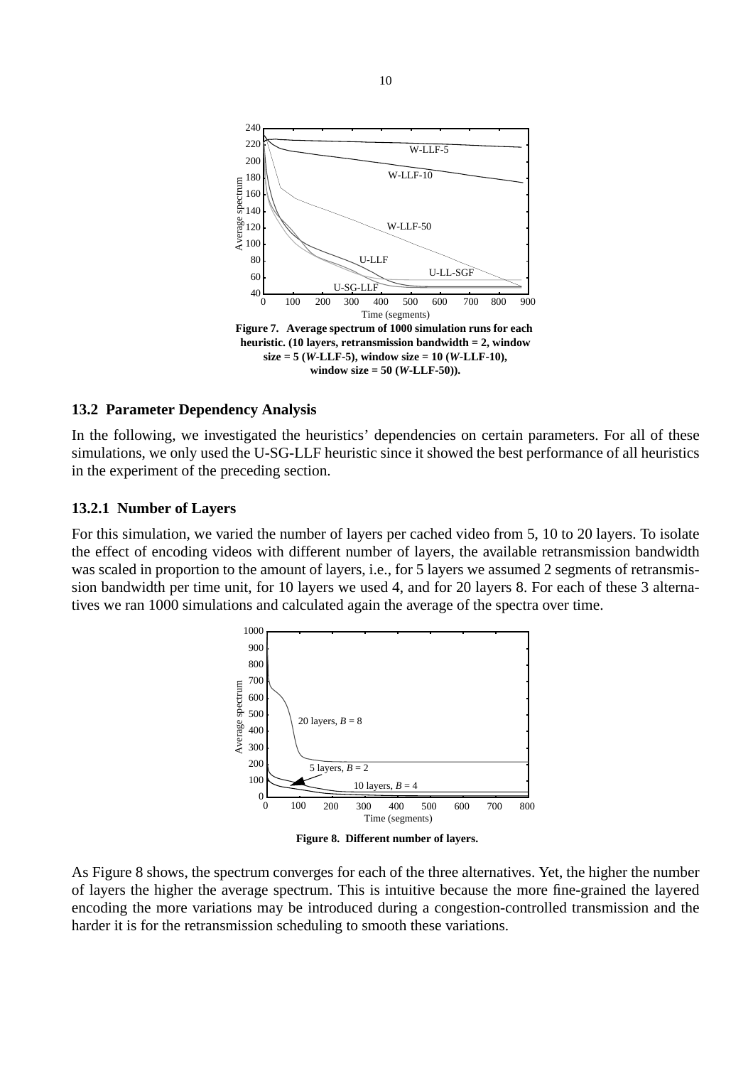Figure 7. Average spectrum of 1000 simulation runs for each heuristic. (10 layers, retransmission bandwidth = 2, window size = 5 (*W*-LLF-5), window size = 10 (*W*-LLF-10), window size = 50 (*W*-LLF-50)).

### 13.2 Parameter Dependency Analysis

In the following, we investigated the heuristics' dependencies on certain parameters. For all of these simulations, we only used the U-SG-LLF heuristic since it showed the best performance of all heuristics in the experiment of the preceding section.

#### 13.2.1 Number of Layers

For this simulation, we varied the number of layers per cached video from 5, 10 to 20 layers. To isolate the effect of encoding videos with different number of layers, the available retransmission bandwidth was scaled in proportion to the amount of layers, i.e., for 5 layers we assumed 2 segments of retransmission bandwidth per time unit, for 10 layers we used 4, and for 20 layers 8. For each of these 3 alternatives we ran 1000 simulations and calculated again the average of the spectra over time.

Figure 8. Different number of layers.

As Figure 8 shows, the spectrum converges for each of the three alternatives. Yet, the higher the number of layers the higher the average spectrum. This is intuitive because the more fine-grained the layered encoding the more variations may be introduced during a congestion-controlled transmission and the harder it is for the retransmission scheduling to smooth these variations.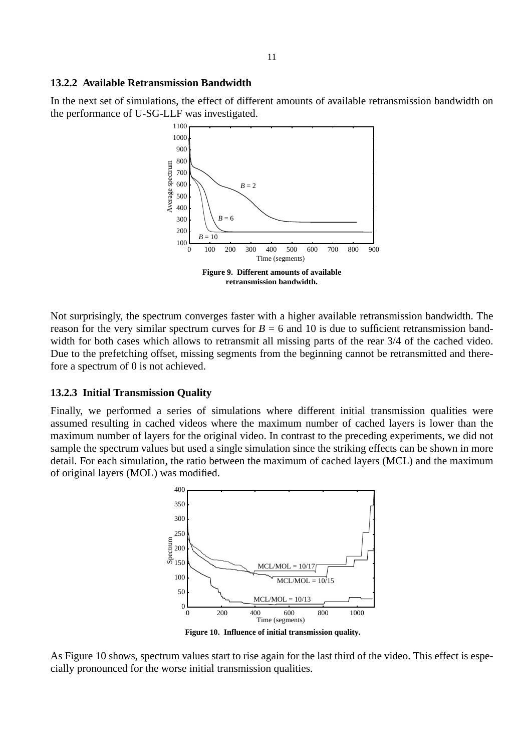#### 13.2.2 Available Retransmission Bandwidth

In the next set of simulations, the effect of different amounts of available retransmission bandwidth on the performance of U-SG-LLF was investigated.

**Figure 9. Different amounts of available retransmission bandwidth.**

Not surprisingly, the spectrum converges faster with a higher available retransmission bandwidth. The reason for the very similar spectrum curves for $B = 6$ and 10 is due to sufficient retransmission bandwidth for both cases which allows to retransmit all missing parts of the rear 3/4 of the cached video. Due to the prefetching offset, missing segments from the beginning cannot be retransmitted and therefore a spectrum of 0 is not achieved.

#### 13.2.3 Initial Transmission Quality

Finally, we performed a series of simulations where different initial transmission qualities were assumed resulting in cached videos where the maximum number of cached layers is lower than the maximum number of layers for the original video. In contrast to the preceding experiments, we did not sample the spectrum values but used a single simulation since the striking effects can be shown in more detail. For each simulation, the ratio between the maximum of cached layers (MCL) and the maximum of original layers (MOL) was modified.

**Figure 10. Influence of initial transmission quality.**

As Figure 10 shows, spectrum values start to rise again for the last third of the video. This effect is especially pronounced for the worse initial transmission qualities.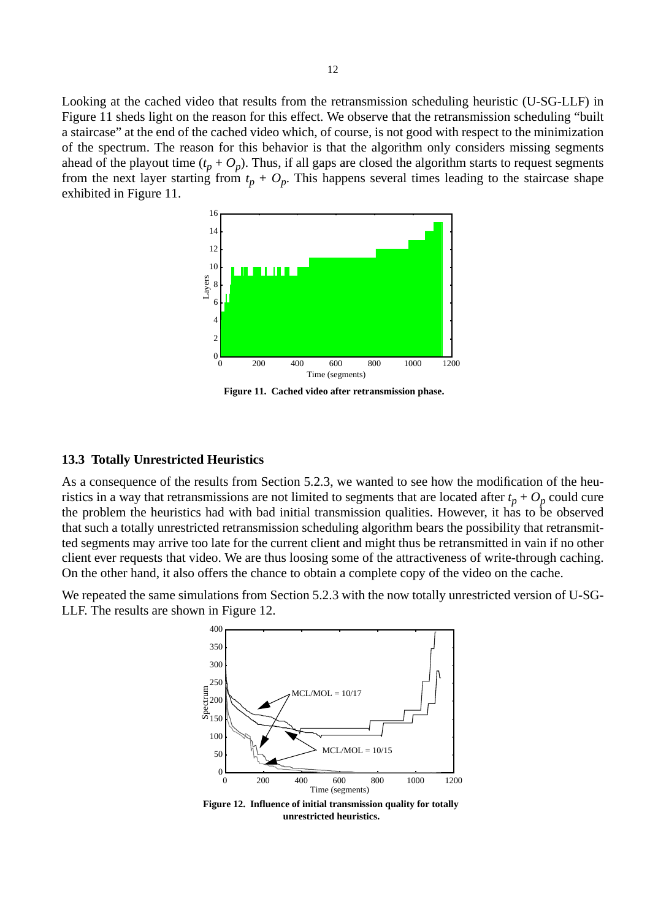Looking at the cached video that results from the retransmission scheduling heuristic (U-SG-LLF) in Figure 11 sheds light on the reason for this effect. We observe that the retransmission scheduling "built a staircase" at the end of the cached video which, of course, is not good with respect to the minimization of the spectrum. The reason for this behavior is that the algorithm only considers missing segments ahead of the playout time ($t_p + O_p$). Thus, if all gaps are closed the algorithm starts to request segments from the next layer starting from $t_p + O_p$. This happens several times leading to the staircase shape exhibited in Figure 11.

**Figure 11. Cached video after retransmission phase.**

### 13.3 Totally Unrestricted Heuristics

As a consequence of the results from Section 5.2.3, we wanted to see how the modification of the heuristics in a way that retransmissions are not limited to segments that are located after $t_p + O_p$ could cure the problem the heuristics had with bad initial transmission qualities. However, it has to be observed that such a totally unrestricted retransmission scheduling algorithm bears the possibility that retransmitted segments may arrive too late for the current client and might thus be retransmitted in vain if no other client ever requests that video. We are thus loosing some of the attractiveness of write-through caching. On the other hand, it also offers the chance to obtain a complete copy of the video on the cache.

We repeated the same simulations from Section 5.2.3 with the now totally unrestricted version of U-SG-LLF. The results are shown in Figure 12.

**Figure 12. Influence of initial transmission quality for totally unrestricted heuristics.**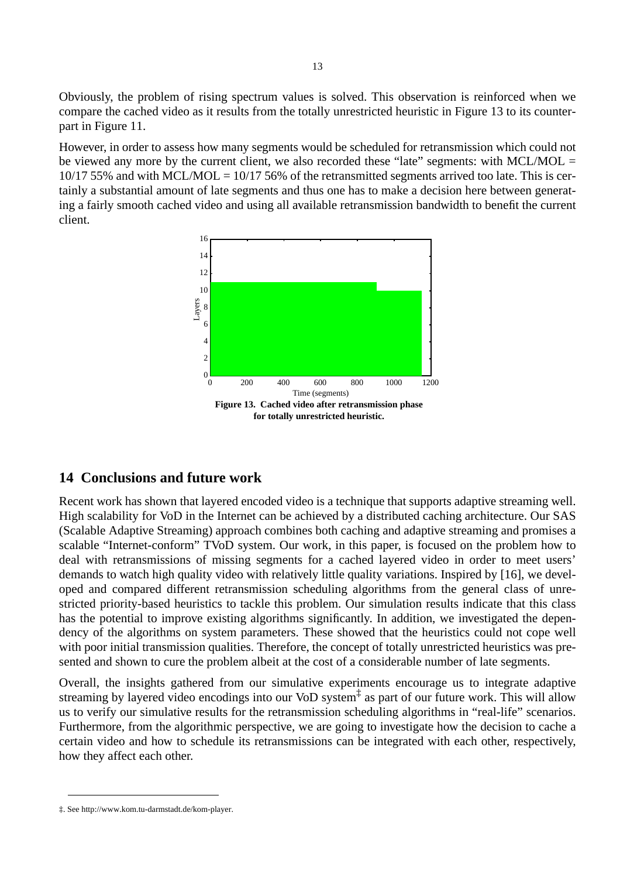Obviously, the problem of rising spectrum values is solved. This observation is reinforced when we compare the cached video as it results from the totally unrestricted heuristic in Figure 13 to its counterpart in Figure 11.

However, in order to assess how many segments would be scheduled for retransmission which could not be viewed any more by the current client, we also recorded these "late" segments: with MCL/MOL = 10/17 55% and with MCL/MOL = 10/17 56% of the retransmitted segments arrived too late. This is certainly a substantial amount of late segments and thus one has to make a decision here between generating a fairly smooth cached video and using all available retransmission bandwidth to benefit the current client.

**Figure 13. Cached video after retransmission phase for totally unrestricted heuristic.**

## 14 Conclusions and future work

Recent work has shown that layered encoded video is a technique that supports adaptive streaming well. High scalability for VoD in the Internet can be achieved by a distributed caching architecture. Our SAS (Scalable Adaptive Streaming) approach combines both caching and adaptive streaming and promises a scalable "Internet-conform" TVoD system. Our work, in this paper, is focused on the problem how to deal with retransmissions of missing segments for a cached layered video in order to meet users' demands to watch high quality video with relatively little quality variations. Inspired by [16], we developed and compared different retransmission scheduling algorithms from the general class of unrestricted priority-based heuristics to tackle this problem. Our simulation results indicate that this class has the potential to improve existing algorithms significantly. In addition, we investigated the dependency of the algorithms on system parameters. These showed that the heuristics could not cope well with poor initial transmission qualities. Therefore, the concept of totally unrestricted heuristics was presented and shown to cure the problem albeit at the cost of a considerable number of late segments.

Overall, the insights gathered from our simulative experiments encourage us to integrate adaptive streaming by layered video encodings into our VoD system[‡] as part of our future work. This will allow us to verify our simulative results for the retransmission scheduling algorithms in "real-life" scenarios. Furthermore, from the algorithmic perspective, we are going to investigate how the decision to cache a certain video and how to schedule its retransmissions can be integrated with each other, respectively, how they affect each other.

‡. See http://www.kom.tu-darmstadt.de/kom-player.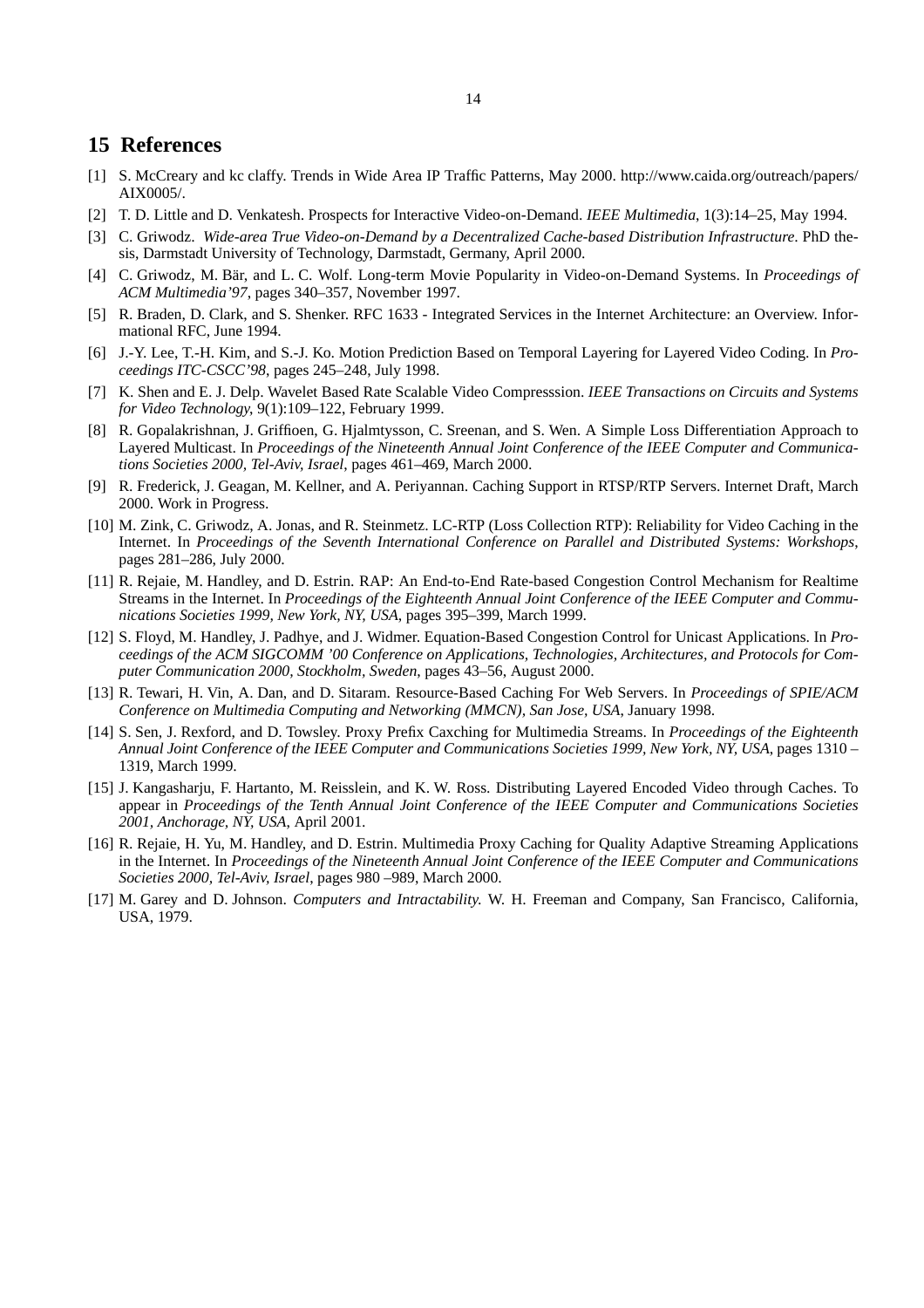## 15 References

[1] S. McCreary and kc claffy. Trends in Wide Area IP Traffic Patterns, May 2000. http://www.caida.org/outreach/papers/AIX0005/.

[2] T. D. Little and D. Venkatesh. Prospects for Interactive Video-on-Demand. *IEEE Multimedia*, 1(3):14–25, May 1994.

[3] C. Griwodz. *Wide-area True Video-on-Demand by a Decentralized Cache-based Distribution Infrastructure*. PhD thesis, Darmstadt University of Technology, Darmstadt, Germany, April 2000.

[4] C. Griwodz, M. Bär, and L. C. Wolf. Long-term Movie Popularity in Video-on-Demand Systems. In *Proceedings of ACM Multimedia'97*, pages 340–357, November 1997.

[5] R. Braden, D. Clark, and S. Shenker. RFC 1633 - Integrated Services in the Internet Architecture: an Overview. Informational RFC, June 1994.

[6] J.-Y. Lee, T.-H. Kim, and S.-J. Ko. Motion Prediction Based on Temporal Layering for Layered Video Coding. In *Proceedings ITC-CSCC'98*, pages 245–248, July 1998.

[7] K. Shen and E. J. Delp. Wavelet Based Rate Scalable Video Compresssion. *IEEE Transactions on Circuits and Systems for Video Technology*, 9(1):109–122, February 1999.

[8] R. Gopalakrishnan, J. Griffioen, G. Hjalmtysson, C. Sreenan, and S. Wen. A Simple Loss Differentiation Approach to Layered Multicast. In *Proceedings of the Nineteenth Annual Joint Conference of the IEEE Computer and Communications Societies 2000, Tel-Aviv, Israel*, pages 461–469, March 2000.

[9] R. Frederick, J. Geagan, M. Kellner, and A. Periyannan. Caching Support in RTSP/RTP Servers. Internet Draft, March 2000. Work in Progress.

[10] M. Zink, C. Griwodz, A. Jonas, and R. Steinmetz. LC-RTP (Loss Collection RTP): Reliability for Video Caching in the Internet. In *Proceedings of the Seventh International Conference on Parallel and Distributed Systems: Workshops*, pages 281–286, July 2000.

[11] R. Rejaie, M. Handley, and D. Estrin. RAP: An End-to-End Rate-based Congestion Control Mechanism for Realtime Streams in the Internet. In *Proceedings of the Eighteenth Annual Joint Conference of the IEEE Computer and Communications Societies 1999, New York, NY, USA*, pages 395–399, March 1999.

[12] S. Floyd, M. Handley, J. Padhye, and J. Widmer. Equation-Based Congestion Control for Unicast Applications. In *Proceedings of the ACM SIGCOMM '00 Conference on Applications, Technologies, Architectures, and Protocols for Computer Communication 2000, Stockholm, Sweden*, pages 43–56, August 2000.

[13] R. Tewari, H. Vin, A. Dan, and D. Sitaram. Resource-Based Caching For Web Servers. In *Proceedings of SPIE/ACM Conference on Multimedia Computing and Networking (MMCN), San Jose, USA*, January 1998.

[14] S. Sen, J. Rexford, and D. Towsley. Proxy Prefix Caxching for Multimedia Streams. In *Proceedings of the Eighteenth Annual Joint Conference of the IEEE Computer and Communications Societies 1999, New York, NY, USA*, pages 1310 – 1319, March 1999.

[15] J. Kangasharju, F. Hartanto, M. Reisslein, and K. W. Ross. Distributing Layered Encoded Video through Caches. To appear in *Proceedings of the Tenth Annual Joint Conference of the IEEE Computer and Communications Societies 2001, Anchorage, NY, USA*, April 2001.

[16] R. Rejaie, H. Yu, M. Handley, and D. Estrin. Multimedia Proxy Caching for Quality Adaptive Streaming Applications in the Internet. In *Proceedings of the Nineteenth Annual Joint Conference of the IEEE Computer and Communications Societies 2000, Tel-Aviv, Israel*, pages 980 –989, March 2000.

[17] M. Garey and D. Johnson. *Computers and Intractability.* W. H. Freeman and Company, San Francisco, California, USA, 1979.